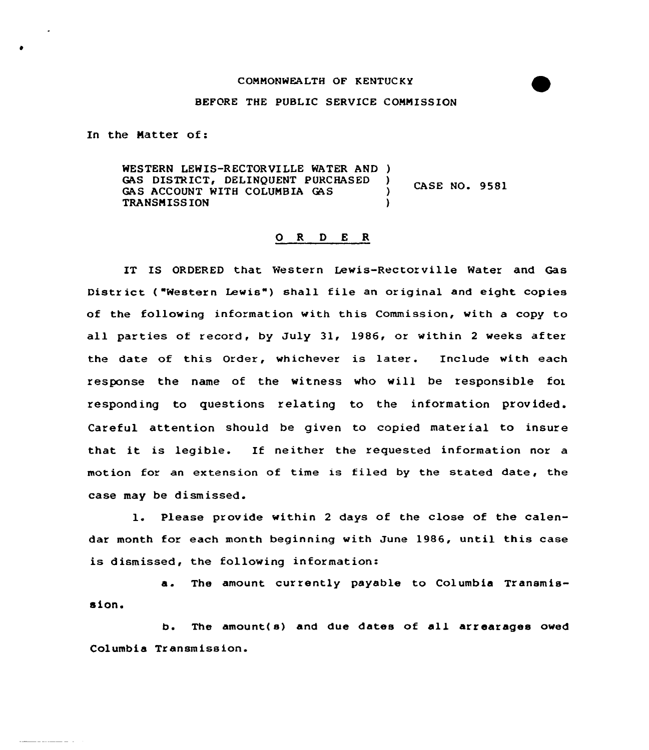COMMONWEALTH OF KENTUCKY

BEFORE THE PUBLIC SERVICE COMMISSION

In the Matter of:

WESTERN LEWIS-RECTORVILLE WATER AND GAS DISTRICT, DELINQUENT PURCHASED GAS ACCOUNT WITH COLUMBIA GAS TRANSMISSION ) CASE NO. 9581

O R D E R

IT IS ORDERED that Western Lewis-Rectorville Water and Gas District ("Western Lewis") shall file an original and eight copies of the following information with this Commission, with a copy to all parties of record, by July 31, 1986, or within 2 weeks after the date of this Order, whichever is later. Include with each response the name of the witness who will be responsible for responding to questions relating to the information provided. Careful attention should be given to copied material to insure that it is legible. If neither the requested information nor a motion for an extension of time is filed by the stated date, the case may be dismissed.

1. Please provide within 2 days of the close of the calendar month for each month beginning with June 1986, until this case is dismissed, the following information:

   a. The amount currently payable to Columbia Transmission.

   b. The amount(s) and due dates of all arrearages owed Columbia Transmission.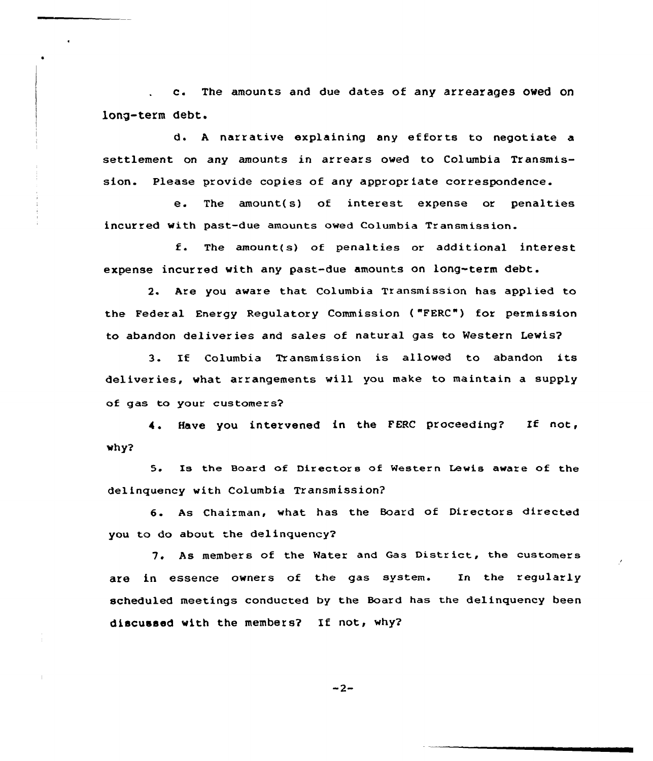c. The amounts and due dates of any arrearages owed on long-term debt.

d. A narrative explaining any efforts to negotiate a settlement on any amounts in arrears owed to Columbia Transmission. Please provide copies of any appropriate correspondence.

e. The amount(s) of interest expense or penalties incurred with past-due amounts owed Columbia Transmission.

f. The amount(s) of penalties or additional interest expense incurred with any past-due amounts on long-term debt.

2. Are you aware that Columbia Transmission has applied to the Federal Energy Regulatory Commission ("FERC") for permission to abandon deliveries and sales of natural gas to Western Lewis?

3. If Columbia Transmission is allowed to abandon its deliveries, what arrangements will you make to maintain a supply of gas to your customers?

4. Have you intervened in the FERC proceeding? If not, why?

5. Is the Board of Directors of Western Lewis aware of the delinquency with Columbia Transmission?

6. As Chairman, what has the Board of Directors directed you to do about the delinquency?

7. As members of the Water and Gas District, the customers are in essence owners of the gas system. In the regularly scheduled meetings conducted by the Board has the delinquency been discussed with the members? If not, why?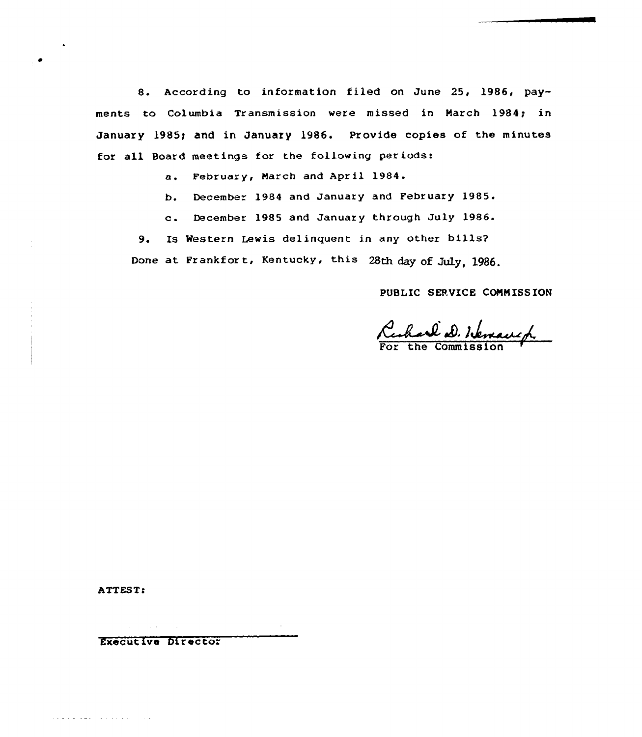8. According to information filed on June 25, 1986, payments to Columbia Transmission were missed in March 1984; in January 1985; and in January 1986. Provide copies of the minutes for all Board meetings for the following periods:

a. February, March and April 1984.

b. December 1984 and January and February 1985.

c. December 1985 and January through July 1986.

9. Is Western Lewis delinquent in any other bills?

Done at Frankfort, Kentucky, this 28th day of July, 1986.

PUBLIC SERVICE COMMISSION

Richard D. Heman Jr.
For the Commission

ATTEST:

Executive Director